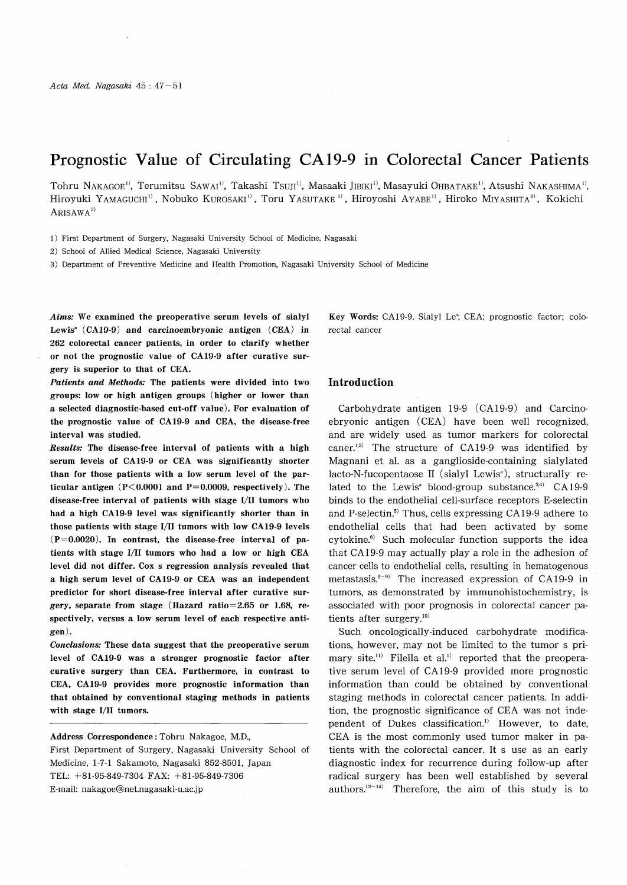# Prognostic Value of Circulating CA19-9 in Colorectal Cancer Patients

Tohru NAKAGOE[1], Terumitsu SAWAI[1], Takashi TSUJI[1], Masaaki JIBIKI[1], Masayuki OHBATAKE[1], Atsushi NAKASHIMA[1], Hiroyuki YAMAGUCHI[1], Nobuko KUROSAKI[1], Toru YASUTAKE[1], Hiroyoshi AYABE[1], Hiroko MIYASHITA[2], Kokichi ARISAWA[3]

1) First Department of Surgery, Nagasaki University School of Medicine, Nagasaki
2) School of Allied Medical Science, Nagasaki University
3) Department of Preventive Medicine and Health Promotion, Nagasaki University School of Medicine

***Aims:*** **We examined the preoperative serum levels of sialyl Lewis$^a$ (CA19-9) and carcinoembryonic antigen (CEA) in 262 colorectal cancer patients, in order to clarify whether or not the prognostic value of CA19-9 after curative surgery is superior to that of CEA.**

***Patients and Methods:*** **The patients were divided into two groups: low or high antigen groups (higher or lower than a selected diagnostic-based cut-off value). For evaluation of the prognostic value of CA19-9 and CEA, the disease-free interval was studied.**

***Results:*** **The disease-free interval of patients with a high serum levels of CA19-9 or CEA was significantly shorter than for those patients with a low serum level of the particular antigen ($P<0.0001$ and $P=0.0009$, respectively). The disease-free interval of patients with stage I/II tumors who had a high CA19-9 level was significantly shorter than in those patients with stage I/II tumors with low CA19-9 levels ($P=0.0020$). In contrast, the disease-free interval of patients with stage I/II tumors who had a low or high CEA level did not differ. Cox s regression analysis revealed that a high serum level of CA19-9 or CEA was an independent predictor for short disease-free interval after curative surgery, separate from stage (Hazard ratio=2.65 or 1.68, respectively, versus a low serum level of each respective antigen).**

***Conclusions:*** **These data suggest that the preoperative serum level of CA19-9 was a stronger prognostic factor after curative surgery than CEA. Furthermore, in contrast to CEA, CA19-9 provides more prognostic information than that obtained by conventional staging methods in patients with stage I/II tumors.**

**Address Correspondence :** Tohru Nakagoe, M.D.,
First Department of Surgery, Nagasaki University School of Medicine, 1-7-1 Sakamoto, Nagasaki 852-8501, Japan
TEL: +81-95-849-7304 FAX: +81-95-849-7306
E-mail: nakagoe@net.nagasaki-u.ac.jp

**Key Words:** CA19-9, Sialyl Le$^a$; CEA; prognostic factor; colorectal cancer

## Introduction

Carbohydrate antigen 19-9 (CA19-9) and Carcinoembryonic antigen (CEA) have been well recognized, and are widely used as tumor markers for colorectal caner.[1,2] The structure of CA19-9 was identified by Magnani et al. as a ganglioside-containing sialylated lacto-N-fucopentaose II (sialyl Lewis$^a$), structurally related to the Lewis$^a$ blood-group substance.[3,4] CA19-9 binds to the endothelial cell-surface receptors E-selectin and P-selectin.[5] Thus, cells expressing CA19-9 adhere to endothelial cells that had been activated by some cytokine.[6] Such molecular function supports the idea that CA19-9 may actually play a role in the adhesion of cancer cells to endothelial cells, resulting in hematogenous metastasis.[6-9] The increased expression of CA19-9 in tumors, as demonstrated by immunohistochemistry, is associated with poor prognosis in colorectal cancer patients after surgery.[10]

Such oncologically-induced carbohydrate modifications, however, may not be limited to the tumor s primary site.[11] Filella et al.[1] reported that the preoperative serum level of CA19-9 provided more prognostic information than could be obtained by conventional staging methods in colorectal cancer patients. In addition, the prognostic significance of CEA was not independent of Dukes classification.[1] However, to date, CEA is the most commonly used tumor maker in patients with the colorectal cancer. It s use as an early diagnostic index for recurrence during follow-up after radical surgery has been well established by several authors.[12-14] Therefore, the aim of this study is to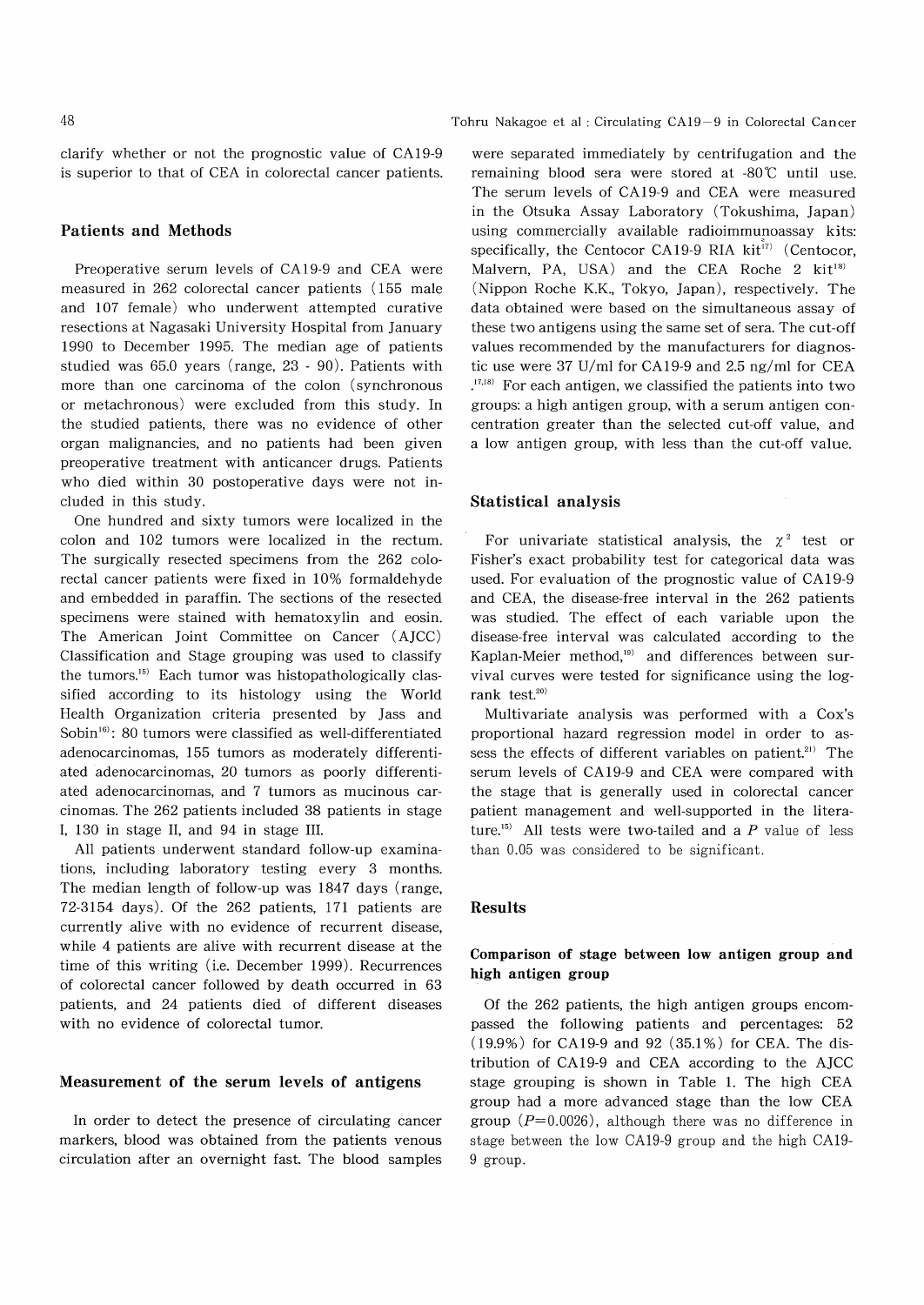clarify whether or not the prognostic value of CA19-9 is superior to that of CEA in colorectal cancer patients.

## Patients and Methods

Preoperative serum levels of CA19-9 and CEA were measured in 262 colorectal cancer patients (155 male and 107 female) who underwent attempted curative resections at Nagasaki University Hospital from January 1990 to December 1995. The median age of patients studied was 65.0 years (range, 23 - 90). Patients with more than one carcinoma of the colon (synchronous or metachronous) were excluded from this study. In the studied patients, there was no evidence of other organ malignancies, and no patients had been given preoperative treatment with anticancer drugs. Patients who died within 30 postoperative days were not included in this study.

One hundred and sixty tumors were localized in the colon and 102 tumors were localized in the rectum. The surgically resected specimens from the 262 colorectal cancer patients were fixed in 10% formaldehyde and embedded in paraffin. The sections of the resected specimens were stained with hematoxylin and eosin. The American Joint Committee on Cancer (AJCC) Classification and Stage grouping was used to classify the tumors.[15] Each tumor was histopathologically classified according to its histology using the World Health Organization criteria presented by Jass and Sobin[16]: 80 tumors were classified as well-differentiated adenocarcinomas, 155 tumors as moderately differentiated adenocarcinomas, 20 tumors as poorly differentiated adenocarcinomas, and 7 tumors as mucinous carcinomas. The 262 patients included 38 patients in stage I, 130 in stage II, and 94 in stage III.

All patients underwent standard follow-up examinations, including laboratory testing every 3 months. The median length of follow-up was 1847 days (range, 72-3154 days). Of the 262 patients, 171 patients are currently alive with no evidence of recurrent disease, while 4 patients are alive with recurrent disease at the time of this writing (i.e. December 1999). Recurrences of colorectal cancer followed by death occurred in 63 patients, and 24 patients died of different diseases with no evidence of colorectal tumor.

## Measurement of the serum levels of antigens

In order to detect the presence of circulating cancer markers, blood was obtained from the patients venous circulation after an overnight fast. The blood samples were separated immediately by centrifugation and the remaining blood sera were stored at -80℃ until use. The serum levels of CA19-9 and CEA were measured in the Otsuka Assay Laboratory (Tokushima, Japan) using commercially available radioimmunoassay kits: specifically, the Centocor CA19-9 RIA kit[17] (Centocor, Malvern, PA, USA) and the CEA Roche 2 kit[18] (Nippon Roche K.K., Tokyo, Japan), respectively. The data obtained were based on the simultaneous assay of these two antigens using the same set of sera. The cut-off values recommended by the manufacturers for diagnostic use were 37 U/ml for CA19-9 and 2.5 ng/ml for CEA.[17,18] For each antigen, we classified the patients into two groups: a high antigen group, with a serum antigen concentration greater than the selected cut-off value, and a low antigen group, with less than the cut-off value.

## Statistical analysis

For univariate statistical analysis, the $\chi^2$ test or Fisher's exact probability test for categorical data was used. For evaluation of the prognostic value of CA19-9 and CEA, the disease-free interval in the 262 patients was studied. The effect of each variable upon the disease-free interval was calculated according to the Kaplan-Meier method,[19] and differences between survival curves were tested for significance using the log-rank test.[20]

Multivariate analysis was performed with a Cox's proportional hazard regression model in order to assess the effects of different variables on patient.[21] The serum levels of CA19-9 and CEA were compared with the stage that is generally used in colorectal cancer patient management and well-supported in the literature.[15] All tests were two-tailed and a $P$ value of less than 0.05 was considered to be significant.

## Results

### Comparison of stage between low antigen group and high antigen group

Of the 262 patients, the high antigen groups encompassed the following patients and percentages: 52 (19.9%) for CA19-9 and 92 (35.1%) for CEA. The distribution of CA19-9 and CEA according to the AJCC stage grouping is shown in Table 1. The high CEA group had a more advanced stage than the low CEA group ($P=0.0026$), although there was no difference in stage between the low CA19-9 group and the high CA19-9 group.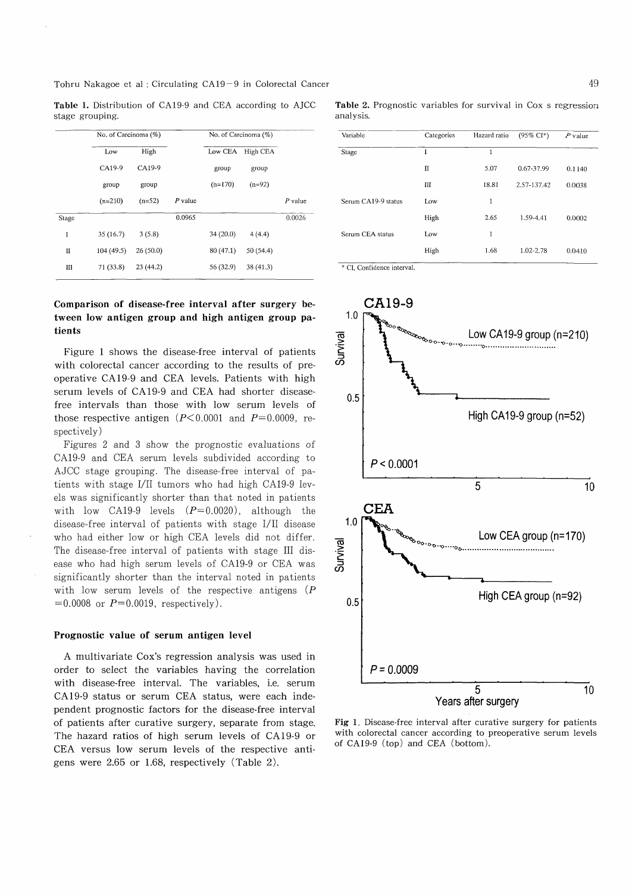**Table 1.** Distribution of CA19-9 and CEA according to AJCC stage grouping.

| | No. of Carcinoma (%) | | | No. of Carcinoma (%) | | |
|---|---|---|---|---|---|---|
| | Low CA19-9 group (n=210) | High CA19-9 group (n=52) | *P* value | Low CEA group (n=170) | High CEA group (n=92) | *P* value |
| Stage | | | 0.0965 | | | 0.0026 |
| I | 35 (16.7) | 3 (5.8) | | 34 (20.0) | 4 (4.4) | |
| II | 104 (49.5) | 26 (50.0) | | 80 (47.1) | 50 (54.4) | |
| III | 71 (33.8) | 23 (44.2) | | 56 (32.9) | 38 (41.3) | |

**Table 2.** Prognostic variables for survival in Cox s regression analysis.

| Variable | Categories | Hazard ratio | (95% CI*) | *P* value |
|---|---|---|---|---|
| Stage | I | 1 | | |
| | II | 5.07 | 0.67-37.99 | 0.1140 |
| | III | 18.81 | 2.57-137.42 | 0.0038 |
| Serum CA19-9 status | Low | 1 | | |
| | High | 2.65 | 1.59-4.41 | 0.0002 |
| Serum CEA status | Low | 1 | | |
| | High | 1.68 | 1.02-2.78 | 0.0410 |

\* CI, Confidence interval.

### Comparison of disease-free interval after surgery between low antigen group and high antigen group patients

Figure 1 shows the disease-free interval of patients with colorectal cancer according to the results of preoperative CA19-9 and CEA levels. Patients with high serum levels of CA19-9 and CEA had shorter disease-free intervals than those with low serum levels of those respective antigen ($P<0.0001$ and $P=0.0009$, respectively)

Figures 2 and 3 show the prognostic evaluations of CA19-9 and CEA serum levels subdivided according to AJCC stage grouping. The disease-free interval of patients with stage I/II tumors who had high CA19-9 levels was significantly shorter than that noted in patients with low CA19-9 levels ($P=0.0020$), although the disease-free interval of patients with stage I/II disease who had either low or high CEA levels did not differ. The disease-free interval of patients with stage III disease who had high serum levels of CA19-9 or CEA was significantly shorter than the interval noted in patients with low serum levels of the respective antigens ($P=0.0008$ or $P=0.0019$, respectively).

### Prognostic value of serum antigen level

A multivariate Cox's regression analysis was used in order to select the variables having the correlation with disease-free interval. The variables, i.e. serum CA19-9 status or serum CEA status, were each independent prognostic factors for the disease-free interval of patients after curative surgery, separate from stage. The hazard ratios of high serum levels of CA19-9 or CEA versus low serum levels of the respective antigens were 2.65 or 1.68, respectively (Table 2).

**Fig 1.** Disease-free interval after curative surgery for patients with colorectal cancer according to preoperative serum levels of CA19-9 (top) and CEA (bottom).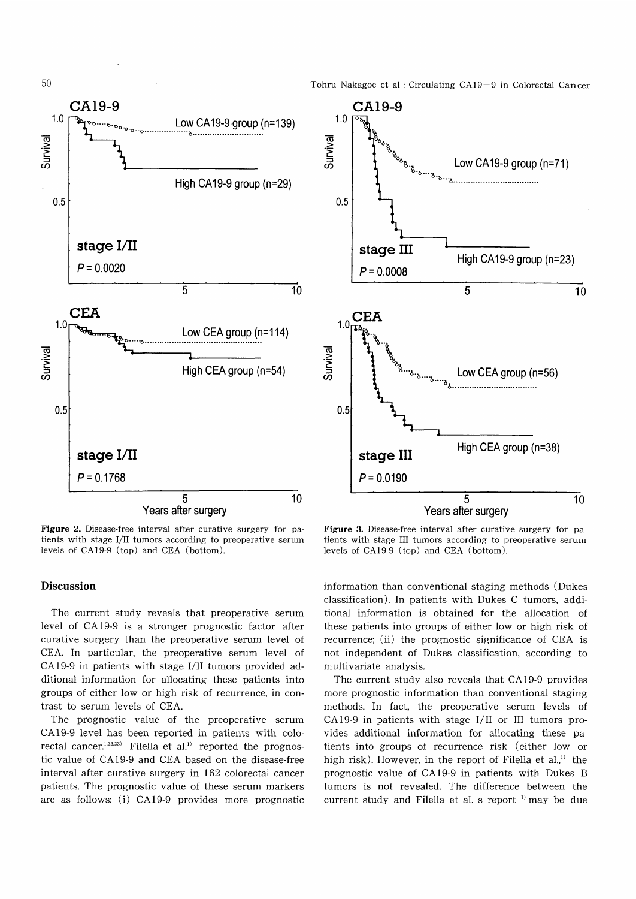Figure 2. Disease-free interval after curative surgery for patients with stage I/II tumors according to preoperative serum levels of CA19-9 (top) and CEA (bottom).

Figure 3. Disease-free interval after curative surgery for patients with stage III tumors according to preoperative serum levels of CA19-9 (top) and CEA (bottom).

## Discussion

The current study reveals that preoperative serum level of CA19-9 is a stronger prognostic factor after curative surgery than the preoperative serum level of CEA. In particular, the preoperative serum level of CA19-9 in patients with stage I/II tumors provided additional information for allocating these patients into groups of either low or high risk of recurrence, in contrast to serum levels of CEA.

The prognostic value of the preoperative serum CA19-9 level has been reported in patients with colorectal cancer.[1,22,23] Filella et al.[1] reported the prognostic value of CA19-9 and CEA based on the disease-free interval after curative surgery in 162 colorectal cancer patients. The prognostic value of these serum markers are as follows: (i) CA19-9 provides more prognostic information than conventional staging methods (Dukes classification). In patients with Dukes C tumors, additional information is obtained for the allocation of these patients into groups of either low or high risk of recurrence; (ii) the prognostic significance of CEA is not independent of Dukes classification, according to multivariate analysis.

The current study also reveals that CA19-9 provides more prognostic information than conventional staging methods. In fact, the preoperative serum levels of CA19-9 in patients with stage I/II or III tumors provides additional information for allocating these patients into groups of recurrence risk (either low or high risk). However, in the report of Filella et al.,[1] the prognostic value of CA19-9 in patients with Dukes B tumors is not revealed. The difference between the current study and Filella et al. s report [1] may be due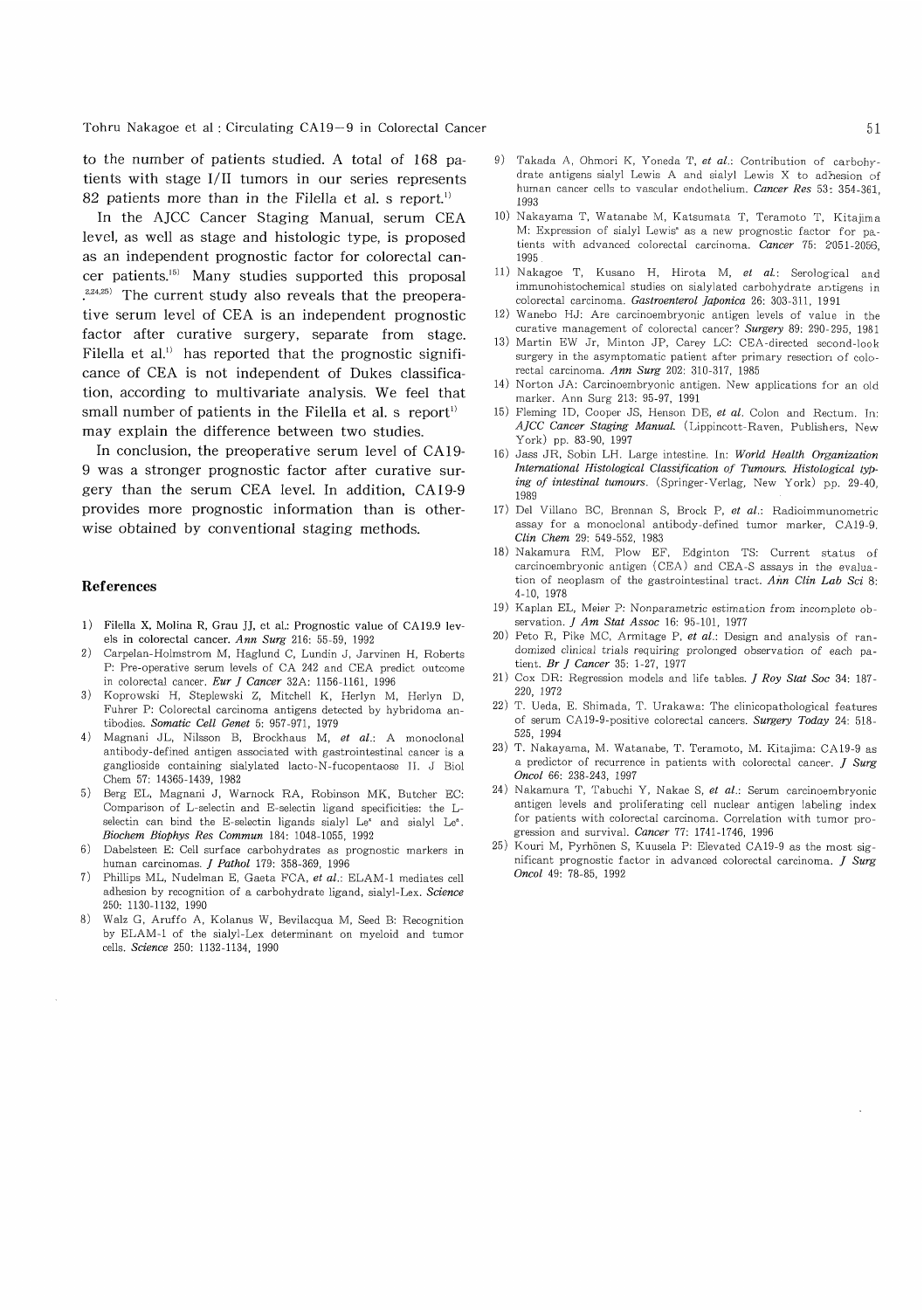to the number of patients studied. A total of 168 patients with stage I/II tumors in our series represents 82 patients more than in the Filella et al. s report.[1]

In the AJCC Cancer Staging Manual, serum CEA level, as well as stage and histologic type, is proposed as an independent prognostic factor for colorectal cancer patients.[15] Many studies supported this proposal .[2,24,25] The current study also reveals that the preoperative serum level of CEA is an independent prognostic factor after curative surgery, separate from stage. Filella et al.[1] has reported that the prognostic significance of CEA is not independent of Dukes classification, according to multivariate analysis. We feel that small number of patients in the Filella et al. s report[1] may explain the difference between two studies.

In conclusion, the preoperative serum level of CA19-9 was a stronger prognostic factor after curative surgery than the serum CEA level. In addition, CA19-9 provides more prognostic information than is otherwise obtained by conventional staging methods.

## References

1) Filella X, Molina R, Grau JJ, et al.: Prognostic value of CA19.9 levels in colorectal cancer. *Ann Surg* 216: 55-59, 1992
2) Carpelan-Holmstrom M, Haglund C, Lundin J, Jarvinen H, Roberts P: Pre-operative serum levels of CA 242 and CEA predict outcome in colorectal cancer. *Eur J Cancer* 32A: 1156-1161, 1996
3) Koprowski H, Steplewski Z, Mitchell K, Herlyn M, Herlyn D, Fuhrer P: Colorectal carcinoma antigens detected by hybridoma antibodies. *Somatic Cell Genet* 5: 957-971, 1979
4) Magnani JL, Nilsson B, Brockhaus M, *et al.*: A monoclonal antibody-defined antigen associated with gastrointestinal cancer is a ganglioside containing sialylated lacto-N-fucopentaose II. J Biol Chem 57: 14365-1439, 1982
5) Berg EL, Magnani J, Warnock RA, Robinson MK, Butcher EC: Comparison of L-selectin and E-selectin ligand specificities: the L-selectin can bind the E-selectin ligands sialyl Le[x] and sialyl Le[a]. *Biochem Biophys Res Commun* 184: 1048-1055, 1992
6) Dabelsteen E: Cell surface carbohydrates as prognostic markers in human carcinomas. *J Pathol* 179: 358-369, 1996
7) Phillips ML, Nudelman E, Gaeta FCA, *et al.*: ELAM-1 mediates cell adhesion by recognition of a carbohydrate ligand, sialyl-Lex. *Science* 250: 1130-1132, 1990
8) Walz G, Aruffo A, Kolanus W, Bevilacqua M, Seed B: Recognition by ELAM-1 of the sialyl-Lex determinant on myeloid and tumor cells. *Science* 250: 1132-1134, 1990
9) Takada A, Ohmori K, Yoneda T, *et al.*: Contribution of carbohydrate antigens sialyl Lewis A and sialyl Lewis X to adhesion of human cancer cells to vascular endothelium. *Cancer Res* 53: 354-361, 1993
10) Nakayama T, Watanabe M, Katsumata T, Teramoto T, Kitajima M: Expression of sialyl Lewis[a] as a new prognostic factor for patients with advanced colorectal carcinoma. *Cancer* 75: 2051-2056, 1995
11) Nakagoe T, Kusano H, Hirota M, *et al.*: Serological and immunohistochemical studies on sialylated carbohydrate antigens in colorectal carcinoma. *Gastroenterol Japonica* 26: 303-311, 1991
12) Wanebo HJ: Are carcinoembryonic antigen levels of value in the curative management of colorectal cancer? *Surgery* 89: 290-295, 1981
13) Martin EW Jr, Minton JP, Carey LC: CEA-directed second-look surgery in the asymptomatic patient after primary resection of colorectal carcinoma. *Ann Surg* 202: 310-317, 1985
14) Norton JA: Carcinoembryonic antigen. New applications for an old marker. Ann Surg 213: 95-97, 1991
15) Fleming ID, Cooper JS, Henson DE, *et al.* Colon and Rectum. In: *AJCC Cancer Staging Manual.* (Lippincott-Raven, Publishers, New York) pp. 83-90, 1997
16) Jass JR, Sobin LH. Large intestine. In: *World Health Organization International Histological Classification of Tumours. Histological typing of intestinal tumours.* (Springer-Verlag, New York) pp. 29-40, 1989
17) Del Villano BC, Brennan S, Brock P, *et al.*: Radioimmunometric assay for a monoclonal antibody-defined tumor marker, CA19-9. *Clin Chem* 29: 549-552, 1983
18) Nakamura RM, Plow EF, Edginton TS: Current status of carcinoembryonic antigen (CEA) and CEA-S assays in the evaluation of neoplasm of the gastrointestinal tract. *Ann Clin Lab Sci* 8: 4-10, 1978
19) Kaplan EL, Meier P: Nonparametric estimation from incomplete observation. *J Am Stat Assoc* 16: 95-101, 1977
20) Peto R, Pike MC, Armitage P, *et al.*: Design and analysis of randomized clinical trials requiring prolonged observation of each patient. *Br J Cancer* 35: 1-27, 1977
21) Cox DR: Regression models and life tables. *J Roy Stat Soc* 34: 187-220, 1972
22) T. Ueda, E. Shimada, T. Urakawa: The clinicopathological features of serum CA19-9-positive colorectal cancers. *Surgery Today* 24: 518-525, 1994
23) T. Nakayama, M. Watanabe, T. Teramoto, M. Kitajima: CA19-9 as a predictor of recurrence in patients with colorectal cancer. *J Surg Oncol* 66: 238-243, 1997
24) Nakamura T, Tabuchi Y, Nakae S, *et al.*: Serum carcinoembryonic antigen levels and proliferating cell nuclear antigen labeling index for patients with colorectal carcinoma. Correlation with tumor progression and survival. *Cancer* 77: 1741-1746, 1996
25) Kouri M, Pyrhönen S, Kuusela P: Elevated CA19-9 as the most significant prognostic factor in advanced colorectal carcinoma. *J Surg Oncol* 49: 78-85, 1992